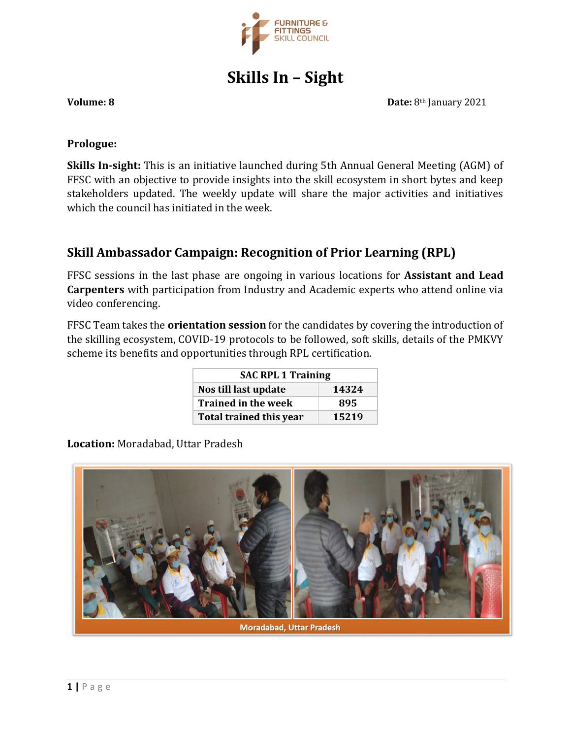# Skills In – Sight

**Volume: 8** **Date:** 8th January 2021

**Prologue:**

**Skills In-sight:** This is an initiative launched during 5th Annual General Meeting (AGM) of FFSC with an objective to provide insights into the skill ecosystem in short bytes and keep stakeholders updated. The weekly update will share the major activities and initiatives which the council has initiated in the week.

## Skill Ambassador Campaign: Recognition of Prior Learning (RPL)

FFSC sessions in the last phase are ongoing in various locations for **Assistant and Lead Carpenters** with participation from Industry and Academic experts who attend online via video conferencing.

FFSC Team takes the **orientation session** for the candidates by covering the introduction of the skilling ecosystem, COVID-19 protocols to be followed, soft skills, details of the PMKVY scheme its benefits and opportunities through RPL certification.

| SAC RPL 1 Training | |
|---|---|
| Nos till last update | 14324 |
| Trained in the week | 895 |
| Total trained this year | 15219 |

**Location:** Moradabad, Uttar Pradesh

Moradabad, Uttar Pradesh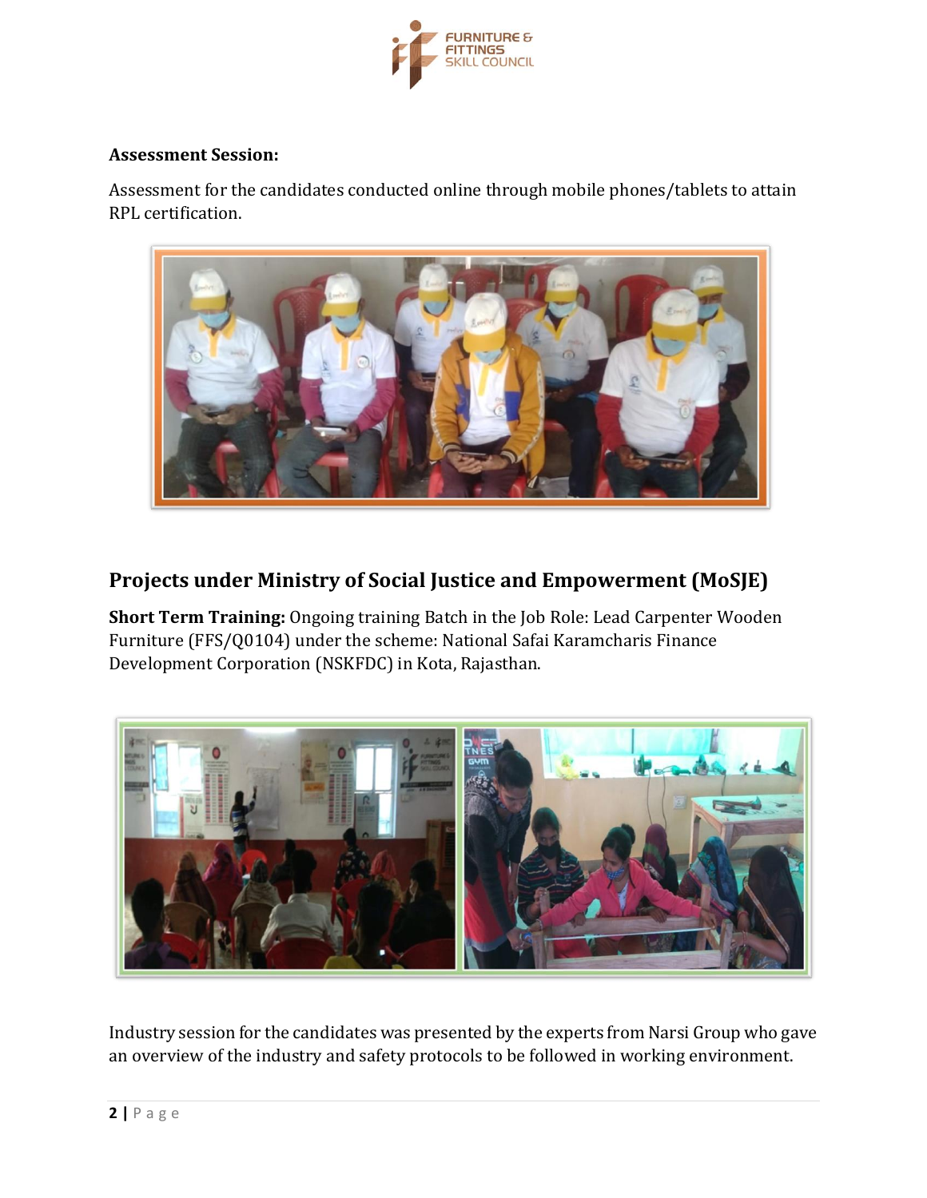**Assessment Session:**

Assessment for the candidates conducted online through mobile phones/tablets to attain RPL certification.

## Projects under Ministry of Social Justice and Empowerment (MoSJE)

**Short Term Training:** Ongoing training Batch in the Job Role: Lead Carpenter Wooden Furniture (FFS/Q0104) under the scheme: National Safai Karamcharis Finance Development Corporation (NSKFDC) in Kota, Rajasthan.

Industry session for the candidates was presented by the experts from Narsi Group who gave an overview of the industry and safety protocols to be followed in working environment.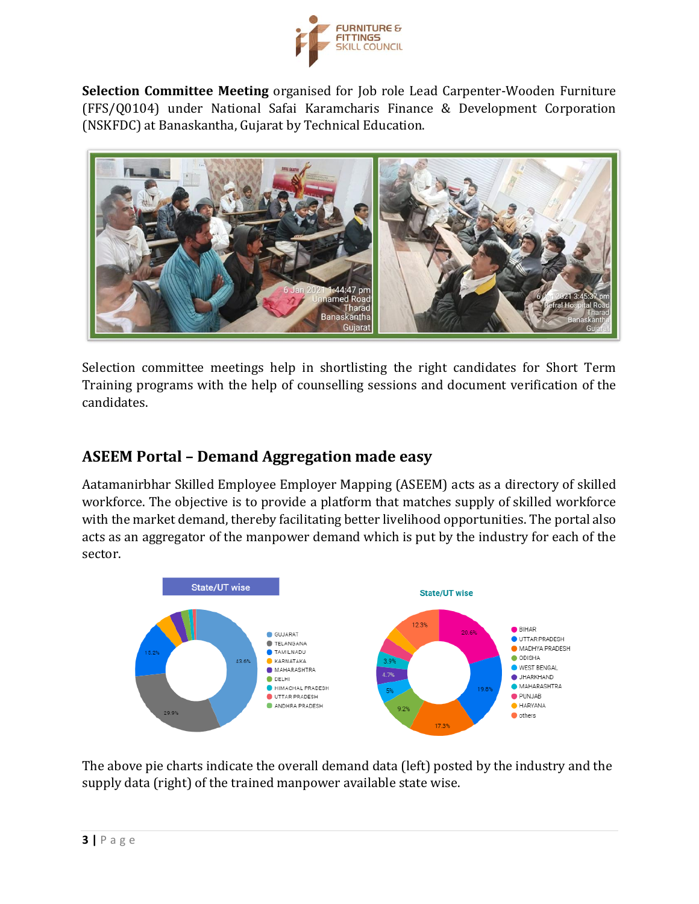**Selection Committee Meeting** organised for Job role Lead Carpenter-Wooden Furniture (FFS/Q0104) under National Safai Karamcharis Finance & Development Corporation (NSKFDC) at Banaskantha, Gujarat by Technical Education.

Selection committee meetings help in shortlisting the right candidates for Short Term Training programs with the help of counselling sessions and document verification of the candidates.

## ASEEM Portal – Demand Aggregation made easy

Aatamanirbhar Skilled Employee Employer Mapping (ASEEM) acts as a directory of skilled workforce. The objective is to provide a platform that matches supply of skilled workforce with the market demand, thereby facilitating better livelihood opportunities. The portal also acts as an aggregator of the manpower demand which is put by the industry for each of the sector.

The above pie charts indicate the overall demand data (left) posted by the industry and the supply data (right) of the trained manpower available state wise.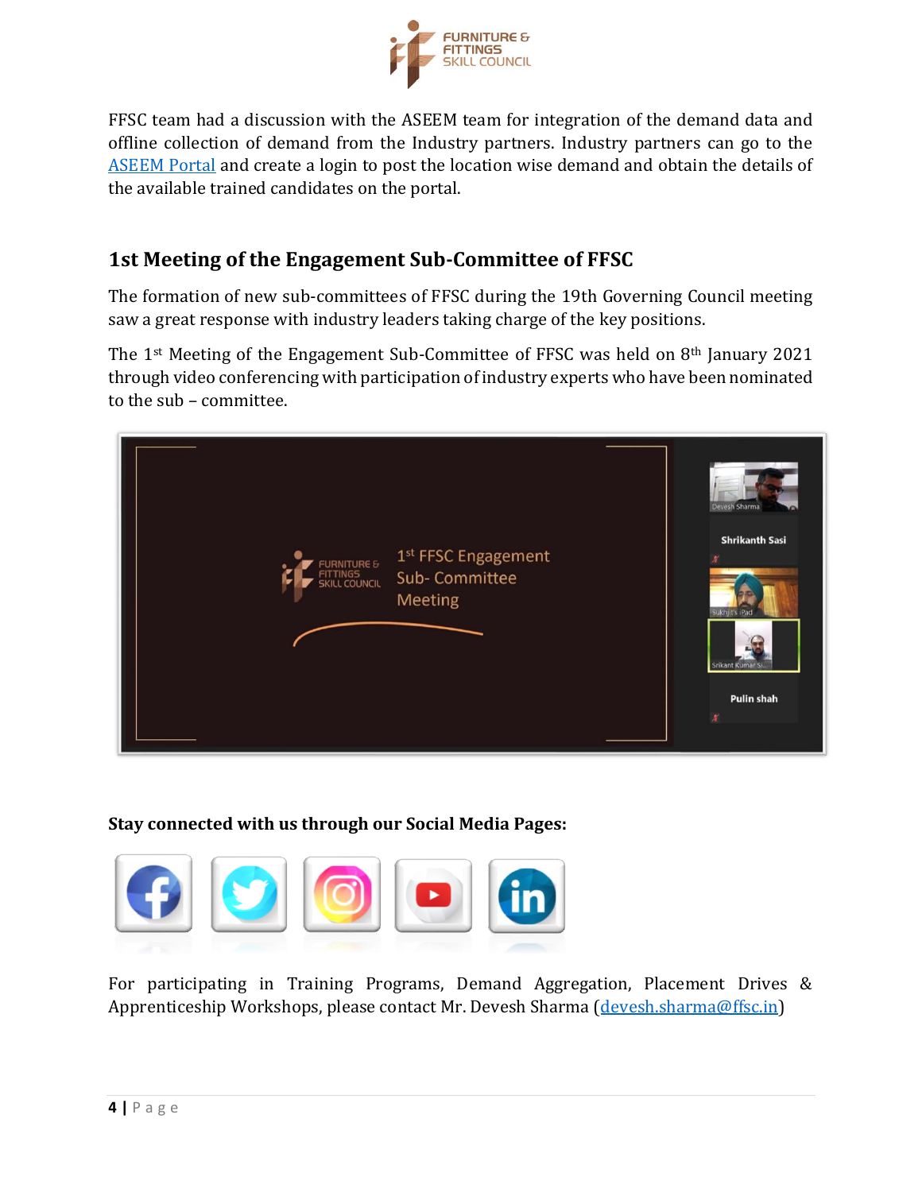FFSC team had a discussion with the ASEEM team for integration of the demand data and offline collection of demand from the Industry partners. Industry partners can go to the [ASEEM Portal]() and create a login to post the location wise demand and obtain the details of the available trained candidates on the portal.

## 1st Meeting of the Engagement Sub-Committee of FFSC

The formation of new sub-committees of FFSC during the 19th Governing Council meeting saw a great response with industry leaders taking charge of the key positions.

The 1st Meeting of the Engagement Sub-Committee of FFSC was held on 8th January 2021 through video conferencing with participation of industry experts who have been nominated to the sub – committee.

**Stay connected with us through our Social Media Pages:**

For participating in Training Programs, Demand Aggregation, Placement Drives & Apprenticeship Workshops, please contact Mr. Devesh Sharma (devesh.sharma@ffsc.in)